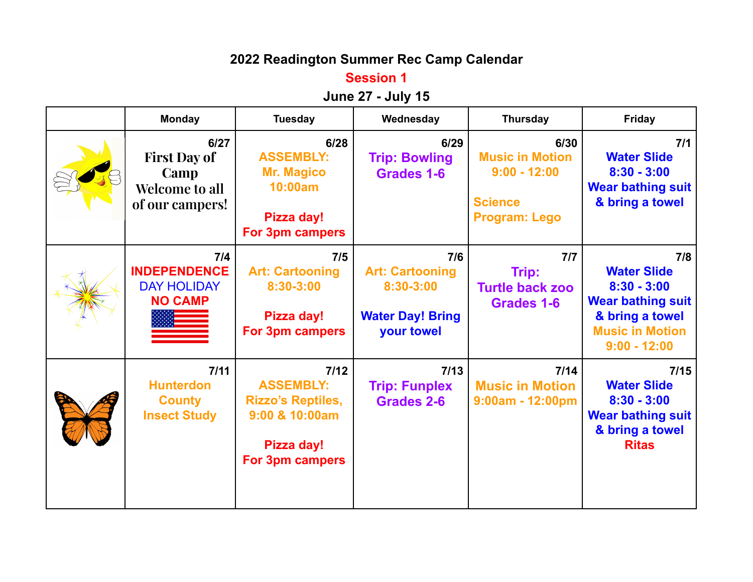# 2022 Readington Summer Rec Camp Calendar

## Session 1

### June 27 - July 15

| | Monday | Tuesday | Wednesday | Thursday | Friday |
|---|---|---|---|---|---|
| | 6/27 First Day of Camp Welcome to all of our campers! | 6/28 ASSEMBLY: Mr. Magico 10:00am<br><br>Pizza day! For 3pm campers | 6/29 Trip: Bowling Grades 1-6 | 6/30 Music in Motion 9:00 - 12:00<br><br>Science Program: Lego | 7/1 Water Slide 8:30 - 3:00 Wear bathing suit & bring a towel |
| | 7/4 INDEPENDENCE DAY HOLIDAY NO CAMP | 7/5 Art: Cartooning 8:30-3:00<br><br>Pizza day! For 3pm campers | 7/6 Art: Cartooning 8:30-3:00<br><br>Water Day! Bring your towel | 7/7 Trip: Turtle back zoo Grades 1-6 | 7/8 Water Slide 8:30 - 3:00 Wear bathing suit & bring a towel Music in Motion 9:00 - 12:00 |
| | 7/11 Hunterdon County Insect Study | 7/12 ASSEMBLY: Rizzo's Reptiles, 9:00 & 10:00am<br><br>Pizza day! For 3pm campers | 7/13 Trip: Funplex Grades 2-6 | 7/14 Music in Motion 9:00am - 12:00pm | 7/15 Water Slide 8:30 - 3:00 Wear bathing suit & bring a towel Ritas |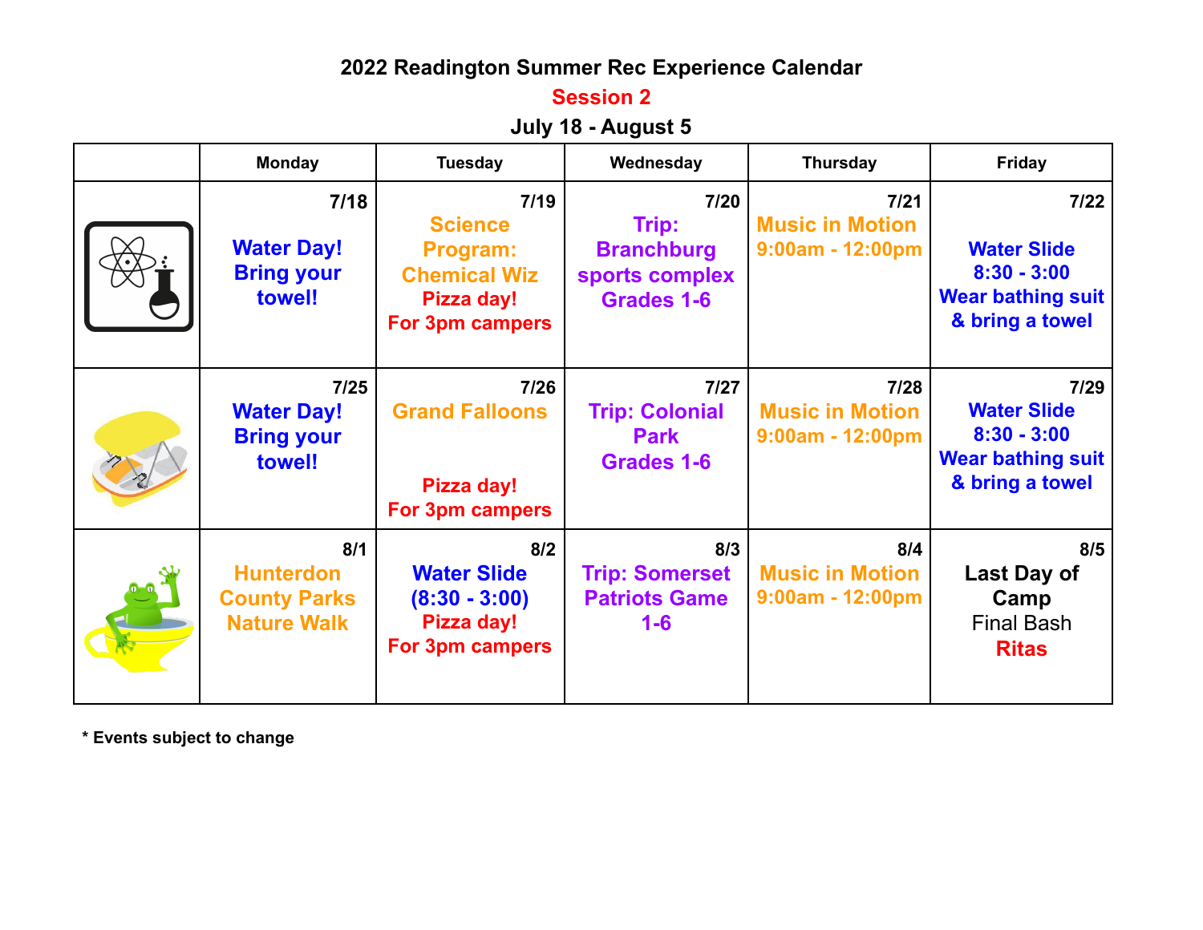**2022 Readington Summer Rec Experience Calendar**

**Session 2**

**July 18 - August 5**

| | Monday | Tuesday | Wednesday | Thursday | Friday |
|---|---|---|---|---|---|
| | **7/18** **Water Day! Bring your towel!** | **7/19** **Science Program: Chemical Wiz** **Pizza day! For 3pm campers** | **7/20** **Trip: Branchburg sports complex Grades 1-6** | **7/21** **Music in Motion 9:00am - 12:00pm** | **7/22** **Water Slide 8:30 - 3:00 Wear bathing suit & bring a towel** |
| | **7/25** **Water Day! Bring your towel!** | **7/26** **Grand Falloons** **Pizza day! For 3pm campers** | **7/27** **Trip: Colonial Park Grades 1-6** | **7/28** **Music in Motion 9:00am - 12:00pm** | **7/29** **Water Slide 8:30 - 3:00 Wear bathing suit & bring a towel** |
| | **8/1** **Hunterdon County Parks Nature Walk** | **8/2** **Water Slide (8:30 - 3:00)** **Pizza day! For 3pm campers** | **8/3** **Trip: Somerset Patriots Game 1-6** | **8/4** **Music in Motion 9:00am - 12:00pm** | **8/5** **Last Day of Camp** Final Bash **Ritas** |

**\* Events subject to change**